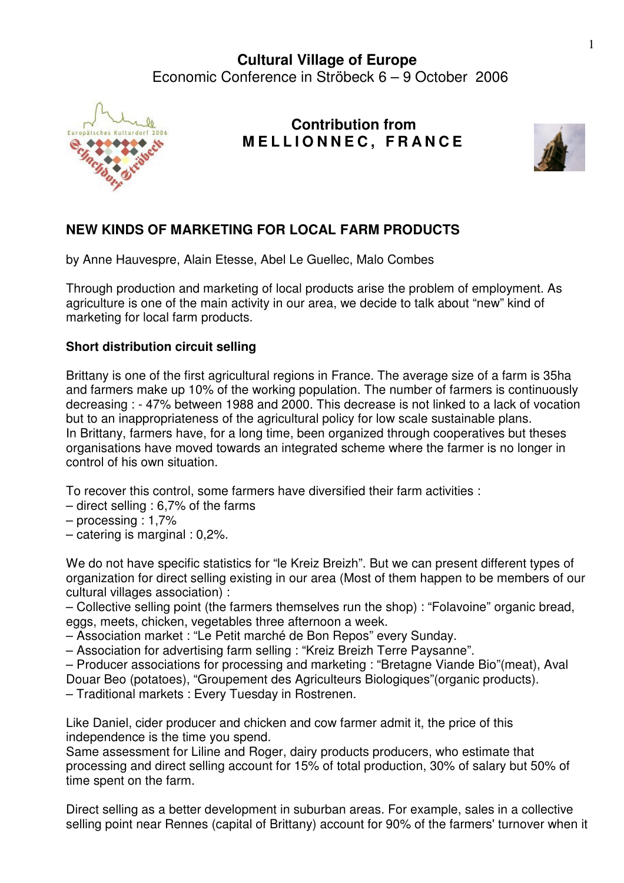**Cultural Village of Europe**
Economic Conference in Ströbeck 6 – 9 October 2006

**Contribution from**
**MELLIONNEC, FRANCE**

## NEW KINDS OF MARKETING FOR LOCAL FARM PRODUCTS

by Anne Hauvespre, Alain Etesse, Abel Le Guellec, Malo Combes

Through production and marketing of local products arise the problem of employment. As agriculture is one of the main activity in our area, we decide to talk about "new" kind of marketing for local farm products.

### Short distribution circuit selling

Brittany is one of the first agricultural regions in France. The average size of a farm is 35ha and farmers make up 10% of the working population. The number of farmers is continuously decreasing : - 47% between 1988 and 2000. This decrease is not linked to a lack of vocation but to an inappropriateness of the agricultural policy for low scale sustainable plans.
In Brittany, farmers have, for a long time, been organized through cooperatives but theses organisations have moved towards an integrated scheme where the farmer is no longer in control of his own situation.

To recover this control, some farmers have diversified their farm activities :
– direct selling : 6,7% of the farms
– processing : 1,7%
– catering is marginal : 0,2%.

We do not have specific statistics for "le Kreiz Breizh". But we can present different types of organization for direct selling existing in our area (Most of them happen to be members of our cultural villages association) :
– Collective selling point (the farmers themselves run the shop) : "Folavoine" organic bread, eggs, meets, chicken, vegetables three afternoon a week.
– Association market : "Le Petit marché de Bon Repos" every Sunday.
– Association for advertising farm selling : "Kreiz Breizh Terre Paysanne".
– Producer associations for processing and marketing : "Bretagne Viande Bio"(meat), Aval Douar Beo (potatoes), "Groupement des Agriculteurs Biologiques"(organic products).
– Traditional markets : Every Tuesday in Rostrenen.

Like Daniel, cider producer and chicken and cow farmer admit it, the price of this independence is the time you spend.
Same assessment for Liline and Roger, dairy products producers, who estimate that processing and direct selling account for 15% of total production, 30% of salary but 50% of time spent on the farm.

Direct selling as a better development in suburban areas. For example, sales in a collective selling point near Rennes (capital of Brittany) account for 90% of the farmers' turnover when it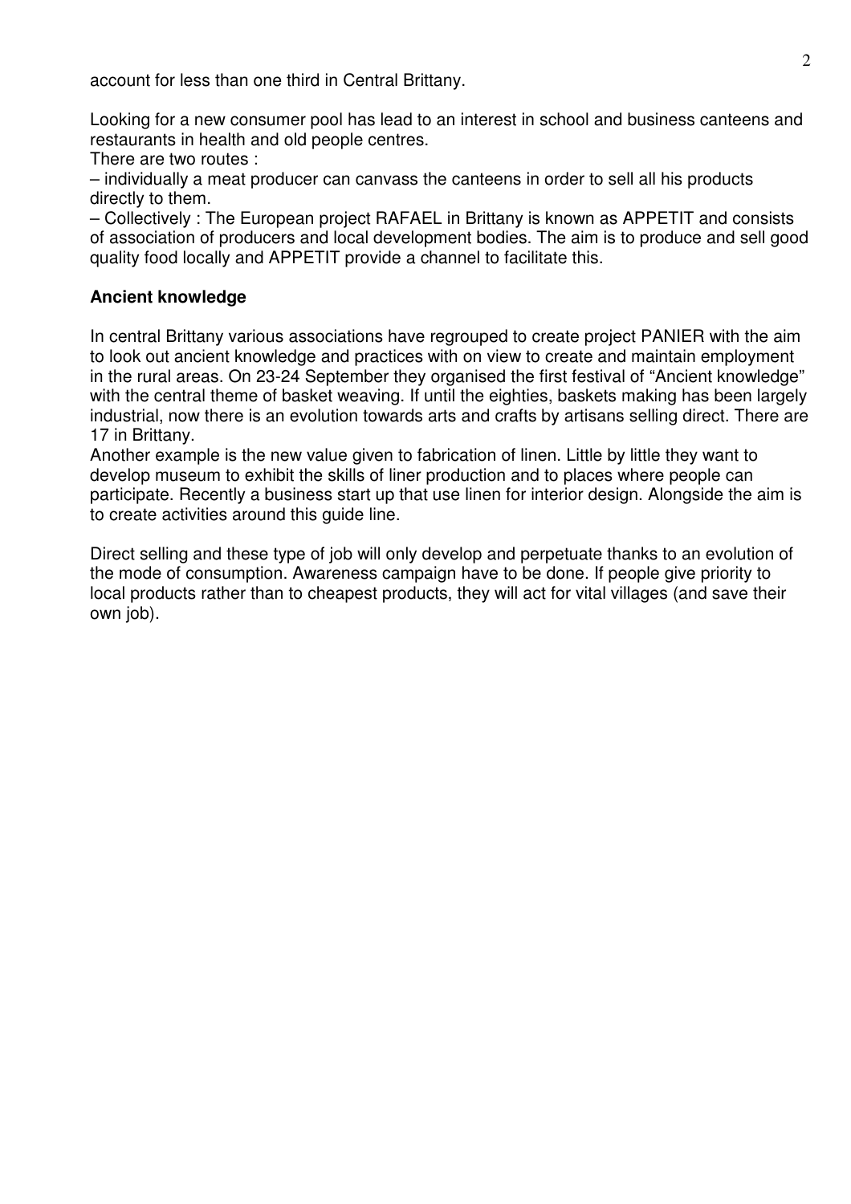account for less than one third in Central Brittany.

Looking for a new consumer pool has lead to an interest in school and business canteens and restaurants in health and old people centres.

There are two routes :

– individually a meat producer can canvass the canteens in order to sell all his products directly to them.

– Collectively : The European project RAFAEL in Brittany is known as APPETIT and consists of association of producers and local development bodies. The aim is to produce and sell good quality food locally and APPETIT provide a channel to facilitate this.

**Ancient knowledge**

In central Brittany various associations have regrouped to create project PANIER with the aim to look out ancient knowledge and practices with on view to create and maintain employment in the rural areas. On 23-24 September they organised the first festival of "Ancient knowledge" with the central theme of basket weaving. If until the eighties, baskets making has been largely industrial, now there is an evolution towards arts and crafts by artisans selling direct. There are 17 in Brittany.

Another example is the new value given to fabrication of linen. Little by little they want to develop museum to exhibit the skills of liner production and to places where people can participate. Recently a business start up that use linen for interior design. Alongside the aim is to create activities around this guide line.

Direct selling and these type of job will only develop and perpetuate thanks to an evolution of the mode of consumption. Awareness campaign have to be done. If people give priority to local products rather than to cheapest products, they will act for vital villages (and save their own job).